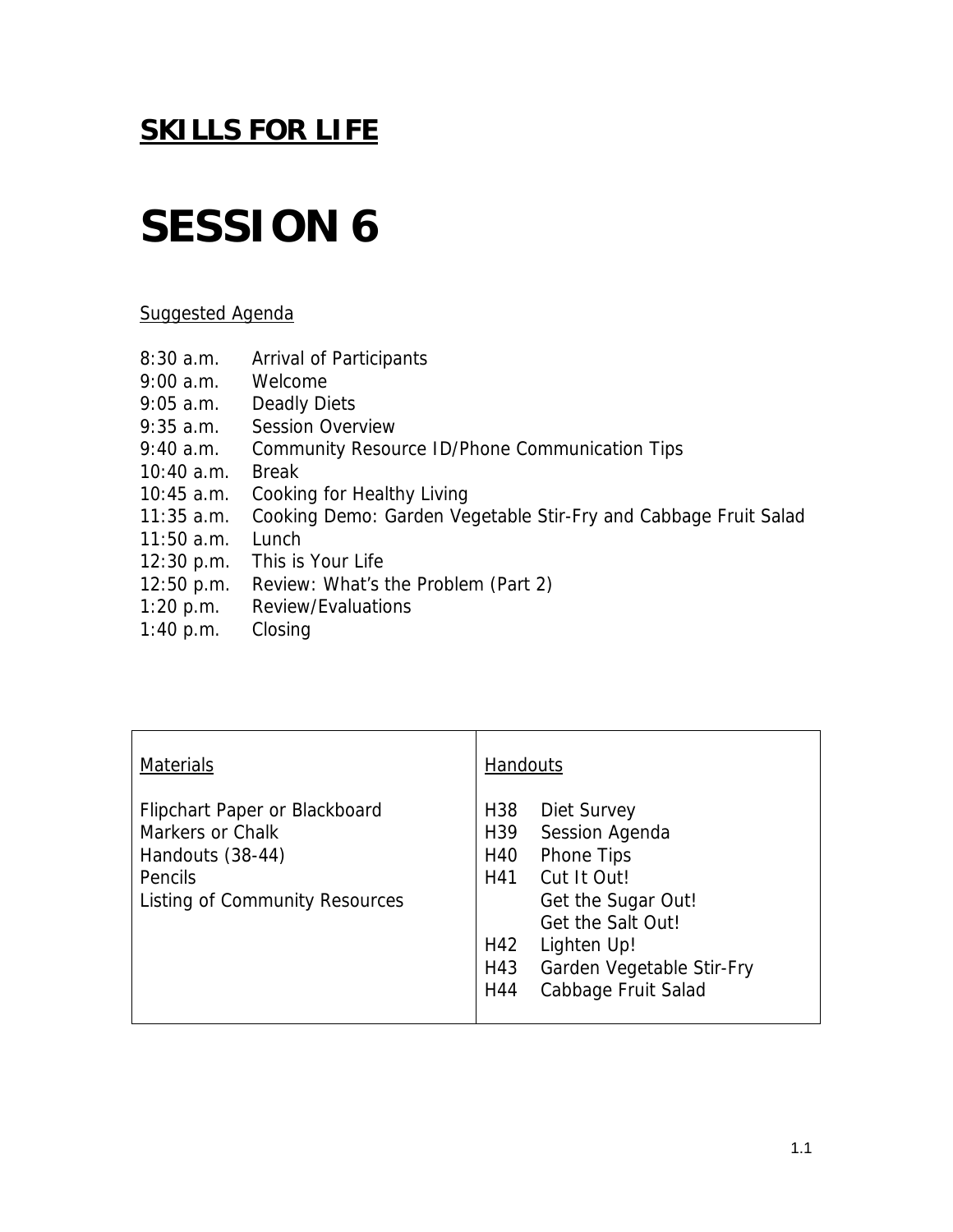## **SKILLS FOR LIFE**

# SESSION 6

Suggested Agenda

| | |
|---|---|
| 8:30 a.m. | Arrival of Participants |
| 9:00 a.m. | Welcome |
| 9:05 a.m. | Deadly Diets |
| 9:35 a.m. | Session Overview |
| 9:40 a.m. | Community Resource ID/Phone Communication Tips |
| 10:40 a.m. | Break |
| 10:45 a.m. | Cooking for Healthy Living |
| 11:35 a.m. | Cooking Demo: Garden Vegetable Stir-Fry and Cabbage Fruit Salad |
| 11:50 a.m. | Lunch |
| 12:30 p.m. | This is Your Life |
| 12:50 p.m. | Review: What's the Problem (Part 2) |
| 1:20 p.m. | Review/Evaluations |
| 1:40 p.m. | Closing |

| Materials | Handouts |
|---|---|
| Flipchart Paper or Blackboard<br>Markers or Chalk<br>Handouts (38-44)<br>Pencils<br>Listing of Community Resources | H38 Diet Survey<br>H39 Session Agenda<br>H40 Phone Tips<br>H41 Cut It Out!<br>Get the Sugar Out!<br>Get the Salt Out!<br>H42 Lighten Up!<br>H43 Garden Vegetable Stir-Fry<br>H44 Cabbage Fruit Salad |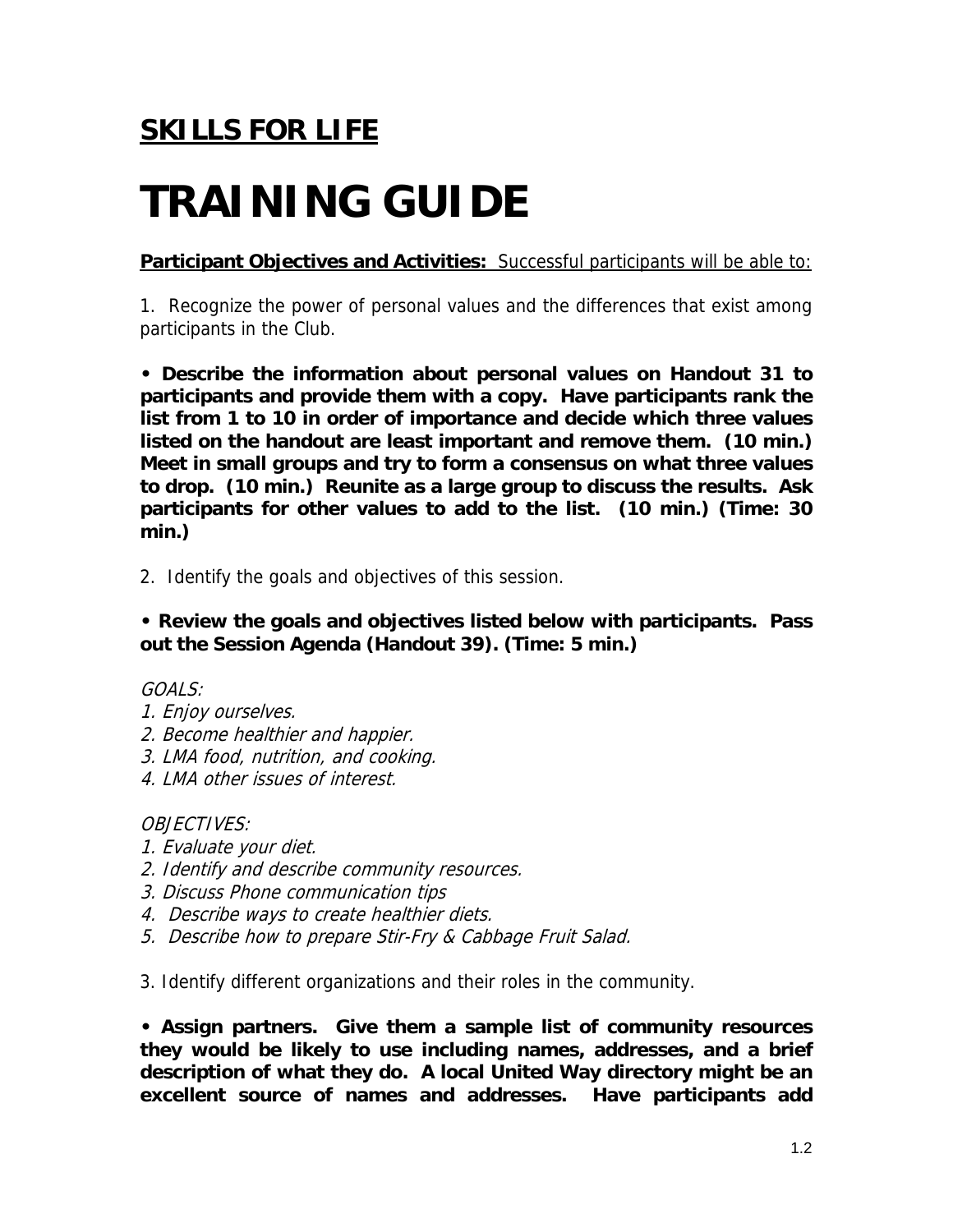## SKILLS FOR LIFE

# TRAINING GUIDE

**Participant Objectives and Activities:** Successful participants will be able to:

1. Recognize the power of personal values and the differences that exist among participants in the Club.

**• Describe the information about personal values on Handout 31 to participants and provide them with a copy. Have participants rank the list from 1 to 10 in order of importance and decide which three values listed on the handout are least important and remove them. (10 min.) Meet in small groups and try to form a consensus on what three values to drop. (10 min.) Reunite as a large group to discuss the results. Ask participants for other values to add to the list. (10 min.) (Time: 30 min.)**

2. Identify the goals and objectives of this session.

**• Review the goals and objectives listed below with participants. Pass out the Session Agenda (Handout 39). (Time: 5 min.)**

*GOALS:*

*1. Enjoy ourselves.*
*2. Become healthier and happier.*
*3. LMA food, nutrition, and cooking.*
*4. LMA other issues of interest.*

*OBJECTIVES:*

*1. Evaluate your diet.*
*2. Identify and describe community resources.*
*3. Discuss Phone communication tips*
*4. Describe ways to create healthier diets.*
*5. Describe how to prepare Stir-Fry & Cabbage Fruit Salad.*

3. Identify different organizations and their roles in the community.

**• Assign partners. Give them a sample list of community resources they would be likely to use including names, addresses, and a brief description of what they do. A local United Way directory might be an excellent source of names and addresses. Have participants add**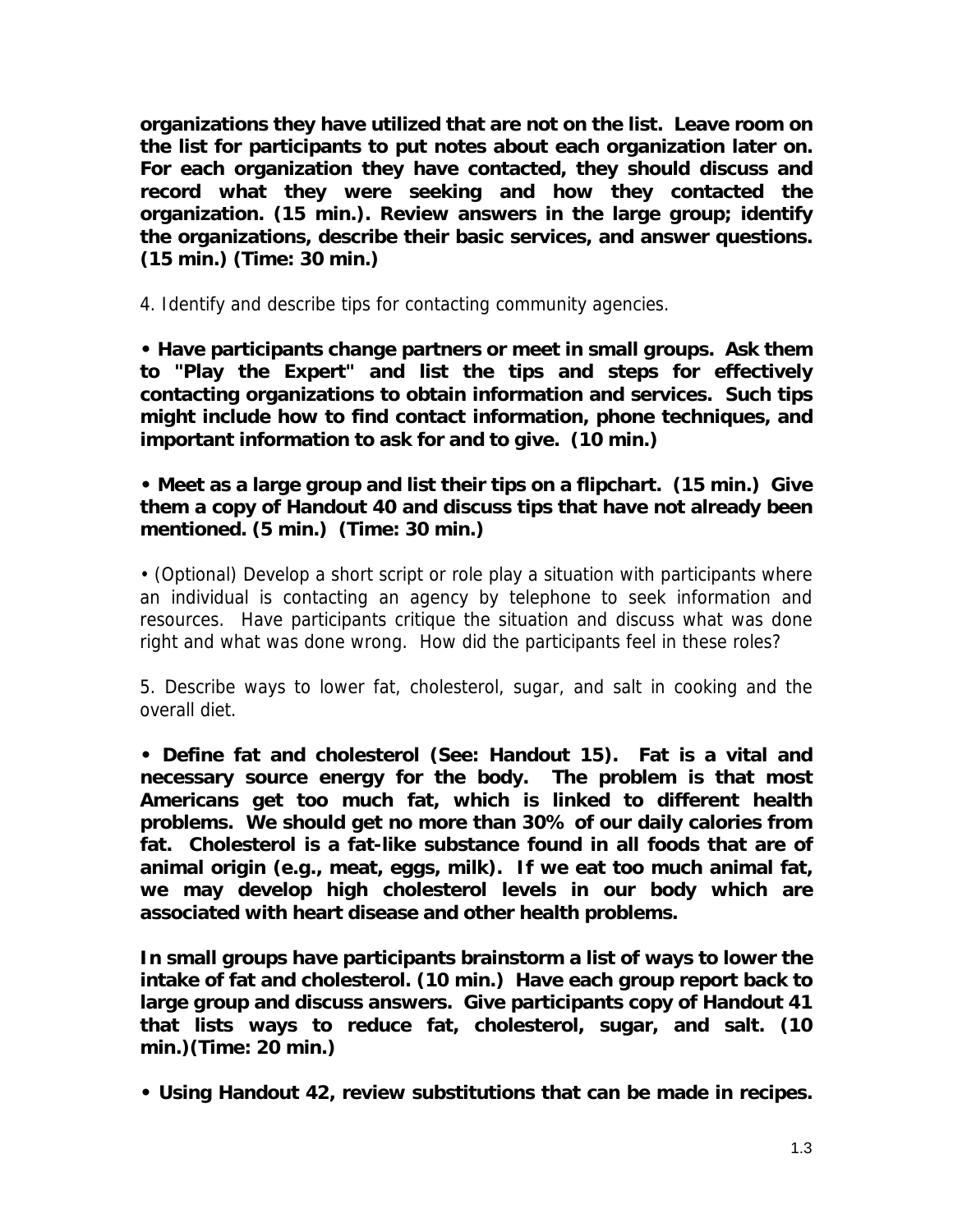**organizations they have utilized that are not on the list. Leave room on the list for participants to put notes about each organization later on. For each organization they have contacted, they should discuss and record what they were seeking and how they contacted the organization. (15 min.). Review answers in the large group; identify the organizations, describe their basic services, and answer questions. (15 min.) (Time: 30 min.)**

4. Identify and describe tips for contacting community agencies.

**• Have participants change partners or meet in small groups. Ask them to "Play the Expert" and list the tips and steps for effectively contacting organizations to obtain information and services. Such tips might include how to find contact information, phone techniques, and important information to ask for and to give. (10 min.)**

**• Meet as a large group and list their tips on a flipchart. (15 min.) Give them a copy of Handout 40 and discuss tips that have not already been mentioned. (5 min.) (Time: 30 min.)**

• (Optional) Develop a short script or role play a situation with participants where an individual is contacting an agency by telephone to seek information and resources. Have participants critique the situation and discuss what was done right and what was done wrong. How did the participants feel in these roles?

5. Describe ways to lower fat, cholesterol, sugar, and salt in cooking and the overall diet.

**• Define fat and cholesterol (See: Handout 15). Fat is a vital and necessary source energy for the body. The problem is that most Americans get too much fat, which is linked to different health problems. We should get no more than 30% of our daily calories from fat. Cholesterol is a fat-like substance found in all foods that are of animal origin (e.g., meat, eggs, milk). If we eat too much animal fat, we may develop high cholesterol levels in our body which are associated with heart disease and other health problems.**

**In small groups have participants brainstorm a list of ways to lower the intake of fat and cholesterol. (10 min.) Have each group report back to large group and discuss answers. Give participants copy of Handout 41 that lists ways to reduce fat, cholesterol, sugar, and salt. (10 min.)(Time: 20 min.)**

**• Using Handout 42, review substitutions that can be made in recipes.**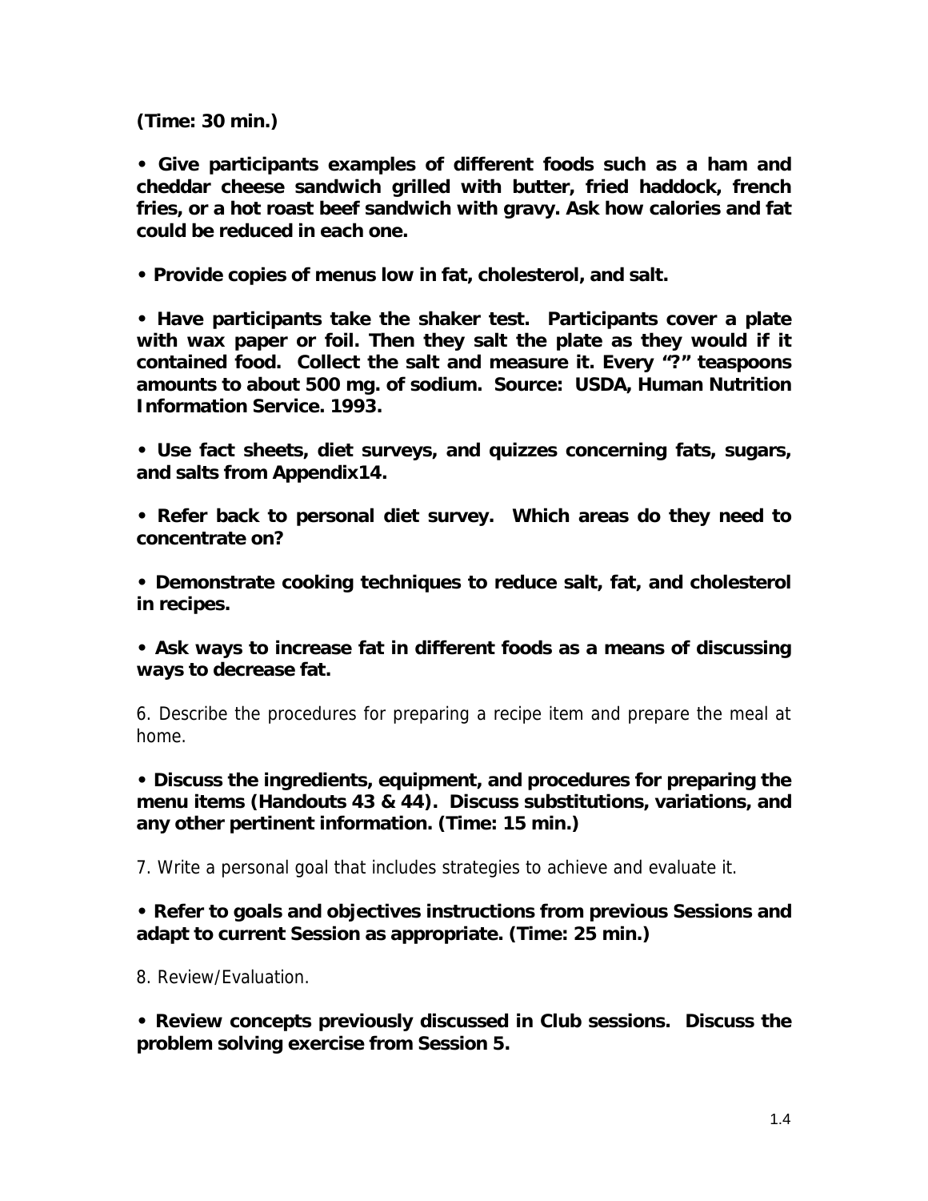**(Time: 30 min.)**

**• Give participants examples of different foods such as a ham and cheddar cheese sandwich grilled with butter, fried haddock, french fries, or a hot roast beef sandwich with gravy. Ask how calories and fat could be reduced in each one.**

**• Provide copies of menus low in fat, cholesterol, and salt.**

**• Have participants take the shaker test. Participants cover a plate with wax paper or foil. Then they salt the plate as they would if it contained food. Collect the salt and measure it. Every "?" teaspoons amounts to about 500 mg. of sodium. Source: USDA, Human Nutrition Information Service. 1993.**

**• Use fact sheets, diet surveys, and quizzes concerning fats, sugars, and salts from Appendix14.**

**• Refer back to personal diet survey. Which areas do they need to concentrate on?**

**• Demonstrate cooking techniques to reduce salt, fat, and cholesterol in recipes.**

**• Ask ways to increase fat in different foods as a means of discussing ways to decrease fat.**

6. Describe the procedures for preparing a recipe item and prepare the meal at home.

**• Discuss the ingredients, equipment, and procedures for preparing the menu items (Handouts 43 & 44). Discuss substitutions, variations, and any other pertinent information. (Time: 15 min.)**

7. Write a personal goal that includes strategies to achieve and evaluate it.

**• Refer to goals and objectives instructions from previous Sessions and adapt to current Session as appropriate. (Time: 25 min.)**

8. Review/Evaluation.

**• Review concepts previously discussed in Club sessions. Discuss the problem solving exercise from Session 5.**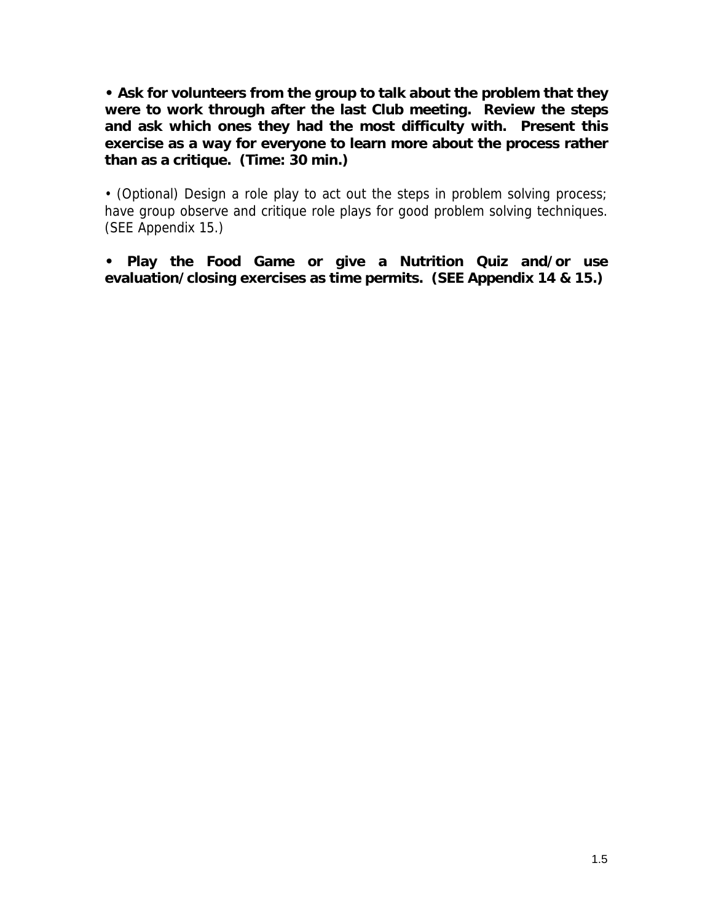**• Ask for volunteers from the group to talk about the problem that they were to work through after the last Club meeting. Review the steps and ask which ones they had the most difficulty with. Present this exercise as a way for everyone to learn more about the process rather than as a critique. (Time: 30 min.)**

• (Optional) Design a role play to act out the steps in problem solving process; have group observe and critique role plays for good problem solving techniques. (SEE Appendix 15.)

**• Play the Food Game or give a Nutrition Quiz and/or use evaluation/closing exercises as time permits. (SEE Appendix 14 & 15.)**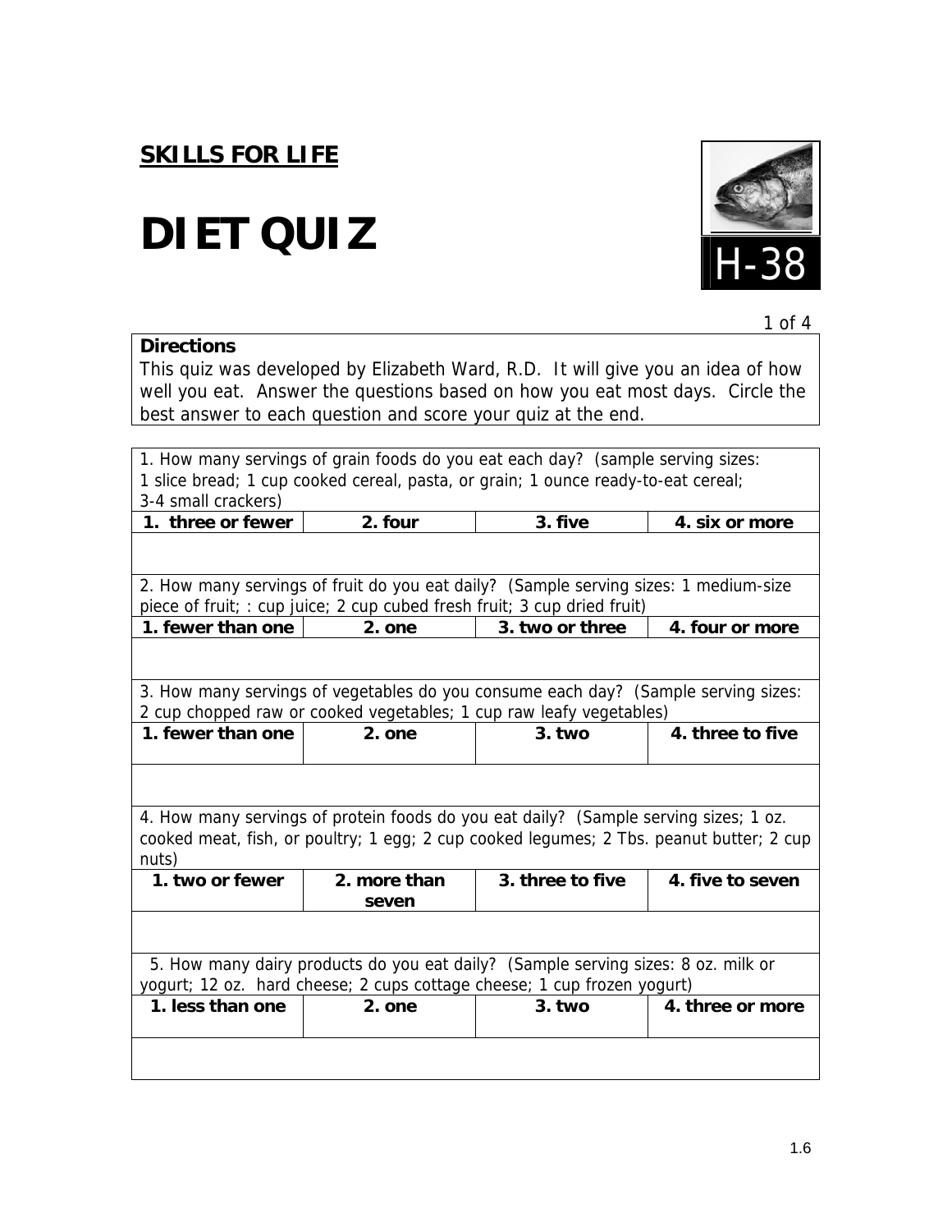## SKILLS FOR LIFE

# DIET QUIZ

H-38

**Directions**

This quiz was developed by Elizabeth Ward, R.D. It will give you an idea of how well you eat. Answer the questions based on how you eat most days. Circle the best answer to each question and score your quiz at the end.

| 1. How many servings of grain foods do you eat each day? (sample serving sizes: 1 slice bread; 1 cup cooked cereal, pasta, or grain; 1 ounce ready-to-eat cereal; 3-4 small crackers) | | | |
|---|---|---|---|
| **1. three or fewer** | **2. four** | **3. five** | **4. six or more** |

| 2. How many servings of fruit do you eat daily? (Sample serving sizes: 1 medium-size piece of fruit; : cup juice; 2 cup cubed fresh fruit; 3 cup dried fruit) | | | |
|---|---|---|---|
| **1. fewer than one** | **2. one** | **3. two or three** | **4. four or more** |

| 3. How many servings of vegetables do you consume each day? (Sample serving sizes: 2 cup chopped raw or cooked vegetables; 1 cup raw leafy vegetables) | | | |
|---|---|---|---|
| **1. fewer than one** | **2. one** | **3. two** | **4. three to five** |

| 4. How many servings of protein foods do you eat daily? (Sample serving sizes; 1 oz. cooked meat, fish, or poultry; 1 egg; 2 cup cooked legumes; 2 Tbs. peanut butter; 2 cup nuts) | | | |
|---|---|---|---|
| **1. two or fewer** | **2. more than seven** | **3. three to five** | **4. five to seven** |

| 5. How many dairy products do you eat daily? (Sample serving sizes: 8 oz. milk or yogurt; 12 oz. hard cheese; 2 cups cottage cheese; 1 cup frozen yogurt) | | | |
|---|---|---|---|
| **1. less than one** | **2. one** | **3. two** | **4. three or more** |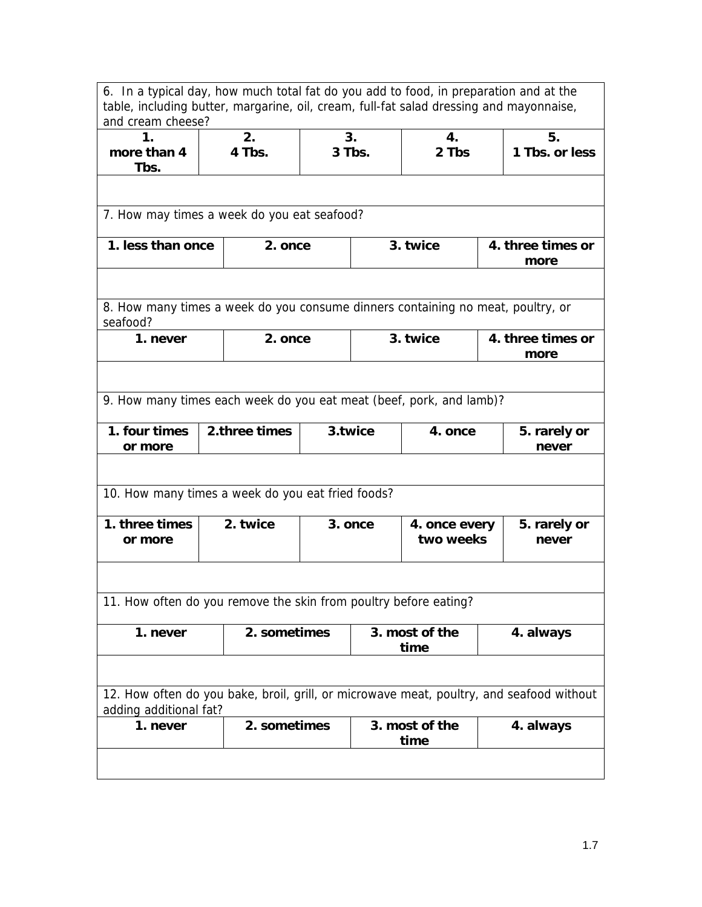6. In a typical day, how much total fat do you add to food, in preparation and at the table, including butter, margarine, oil, cream, full-fat salad dressing and mayonnaise, and cream cheese?

| 1. more than 4 Tbs. | 2. 4 Tbs. | 3. 3 Tbs. | 4. 2 Tbs | 5. 1 Tbs. or less |
|---|---|---|---|---|
| | | | | |

7. How may times a week do you eat seafood?

| 1. less than once | 2. once | 3. twice | 4. three times or more |
|---|---|---|---|
| | | | |

8. How many times a week do you consume dinners containing no meat, poultry, or seafood?

| 1. never | 2. once | 3. twice | 4. three times or more |
|---|---|---|---|
| | | | |

9. How many times each week do you eat meat (beef, pork, and lamb)?

| 1. four times or more | 2.three times | 3.twice | 4. once | 5. rarely or never |
|---|---|---|---|---|
| | | | | |

10. How many times a week do you eat fried foods?

| 1. three times or more | 2. twice | 3. once | 4. once every two weeks | 5. rarely or never |
|---|---|---|---|---|
| | | | | |

11. How often do you remove the skin from poultry before eating?

| 1. never | 2. sometimes | 3. most of the time | 4. always |
|---|---|---|---|
| | | | |

12. How often do you bake, broil, grill, or microwave meat, poultry, and seafood without adding additional fat?

| 1. never | 2. sometimes | 3. most of the time | 4. always |
|---|---|---|---|
| | | | |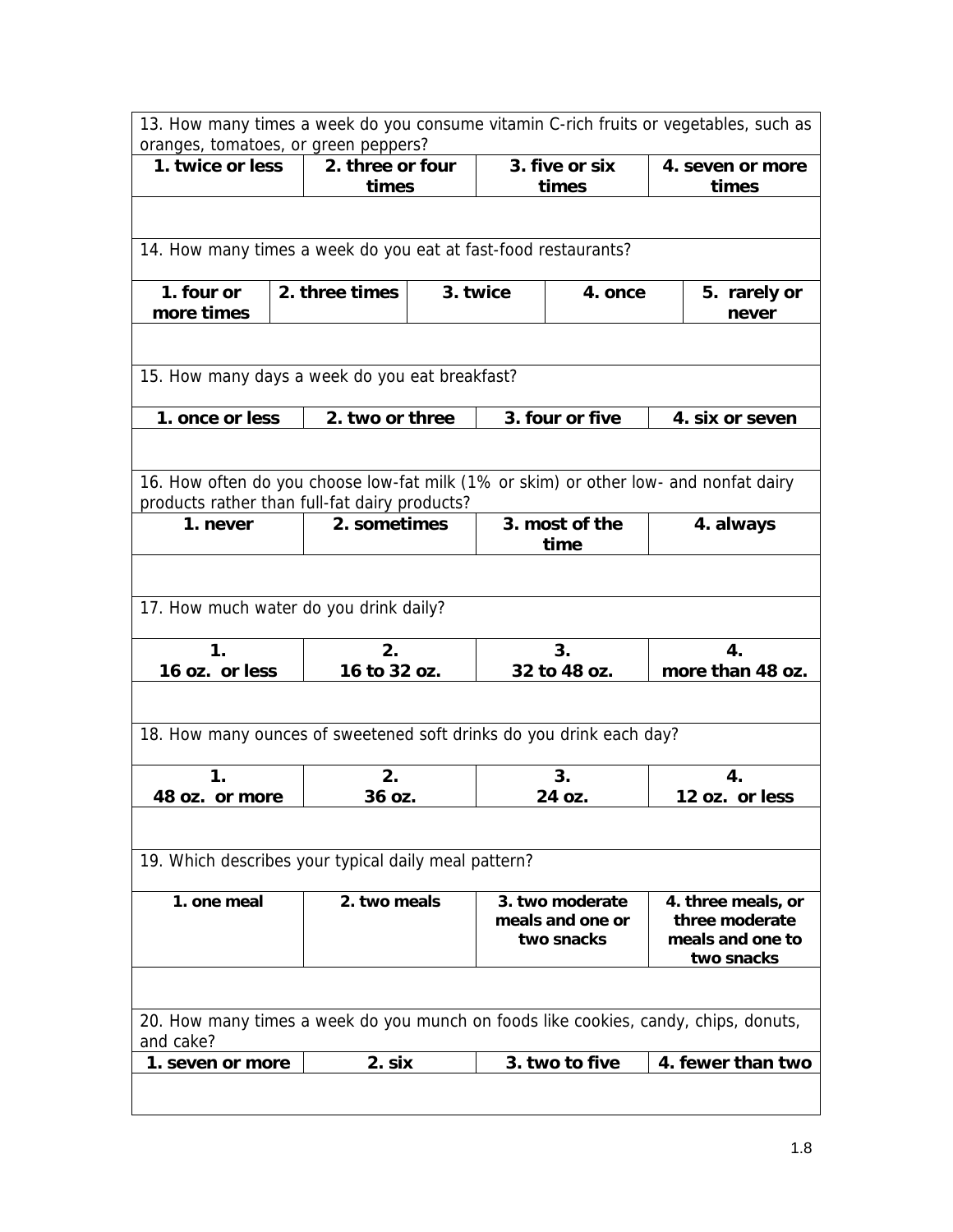| 13. How many times a week do you consume vitamin C-rich fruits or vegetables, such as oranges, tomatoes, or green peppers? | | | |
|---|---|---|---|
| **1. twice or less** | **2. three or four times** | **3. five or six times** | **4. seven or more times** |
| | | | |

| 14. How many times a week do you eat at fast-food restaurants? | | | | |
|---|---|---|---|---|
| **1. four or more times** | **2. three times** | **3. twice** | **4. once** | **5. rarely or never** |
| | | | | |

| 15. How many days a week do you eat breakfast? | | | |
|---|---|---|---|
| **1. once or less** | **2. two or three** | **3. four or five** | **4. six or seven** |
| | | | |

| 16. How often do you choose low-fat milk (1% or skim) or other low- and nonfat dairy products rather than full-fat dairy products? | | | |
|---|---|---|---|
| **1. never** | **2. sometimes** | **3. most of the time** | **4. always** |
| | | | |

| 17. How much water do you drink daily? | | | |
|---|---|---|---|
| **1. 16 oz. or less** | **2. 16 to 32 oz.** | **3. 32 to 48 oz.** | **4. more than 48 oz.** |
| | | | |

| 18. How many ounces of sweetened soft drinks do you drink each day? | | | |
|---|---|---|---|
| **1. 48 oz. or more** | **2. 36 oz.** | **3. 24 oz.** | **4. 12 oz. or less** |
| | | | |

| 19. Which describes your typical daily meal pattern? | | | |
|---|---|---|---|
| **1. one meal** | **2. two meals** | **3. two moderate meals and one or two snacks** | **4. three meals, or three moderate meals and one to two snacks** |
| | | | |

| 20. How many times a week do you munch on foods like cookies, candy, chips, donuts, and cake? | | | |
|---|---|---|---|
| **1. seven or more** | **2. six** | **3. two to five** | **4. fewer than two** |
| | | | |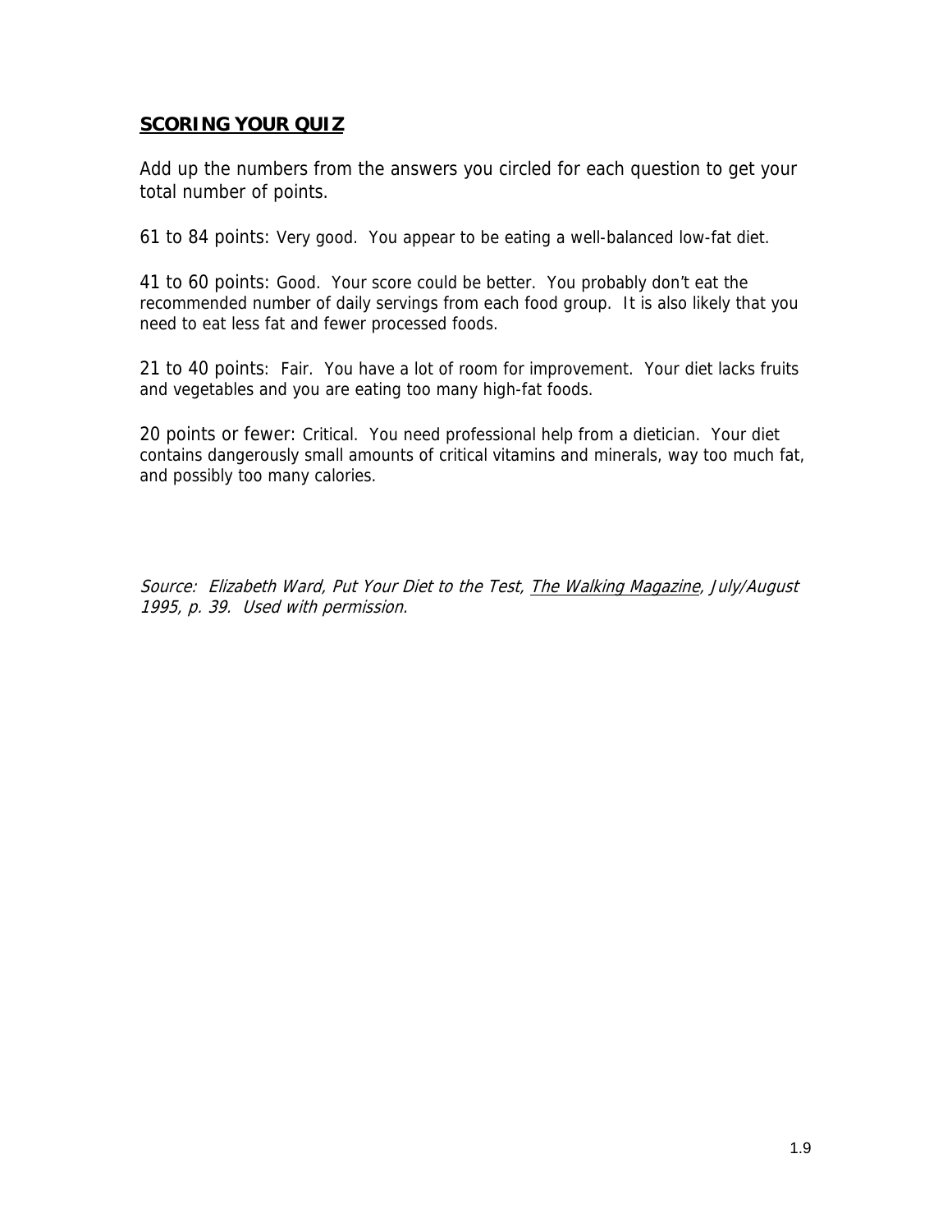## **SCORING YOUR QUIZ**

Add up the numbers from the answers you circled for each question to get your total number of points.

61 to 84 points: Very good. You appear to be eating a well-balanced low-fat diet.

41 to 60 points: Good. Your score could be better. You probably don't eat the recommended number of daily servings from each food group. It is also likely that you need to eat less fat and fewer processed foods.

21 to 40 points: Fair. You have a lot of room for improvement. Your diet lacks fruits and vegetables and you are eating too many high-fat foods.

20 points or fewer: Critical. You need professional help from a dietician. Your diet contains dangerously small amounts of critical vitamins and minerals, way too much fat, and possibly too many calories.

*Source: Elizabeth Ward, Put Your Diet to the Test, The Walking Magazine, July/August 1995, p. 39. Used with permission.*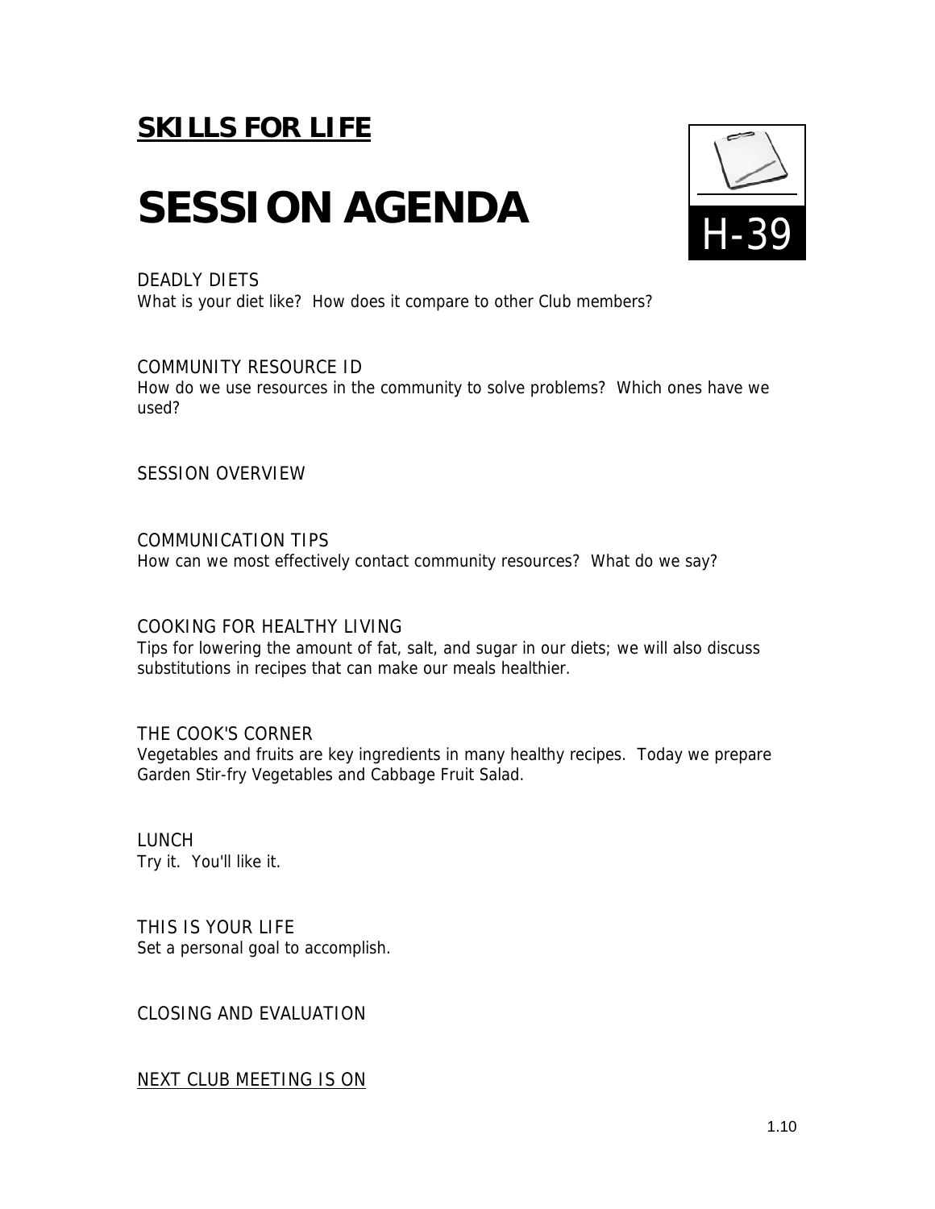## **SKILLS FOR LIFE**

# SESSION AGENDA

H-39

DEADLY DIETS
What is your diet like? How does it compare to other Club members?

COMMUNITY RESOURCE ID
How do we use resources in the community to solve problems? Which ones have we used?

SESSION OVERVIEW

COMMUNICATION TIPS
How can we most effectively contact community resources? What do we say?

COOKING FOR HEALTHY LIVING
Tips for lowering the amount of fat, salt, and sugar in our diets; we will also discuss substitutions in recipes that can make our meals healthier.

THE COOK'S CORNER
Vegetables and fruits are key ingredients in many healthy recipes. Today we prepare Garden Stir-fry Vegetables and Cabbage Fruit Salad.

LUNCH
Try it. You'll like it.

THIS IS YOUR LIFE
Set a personal goal to accomplish.

CLOSING AND EVALUATION

<u>NEXT CLUB MEETING IS ON</u>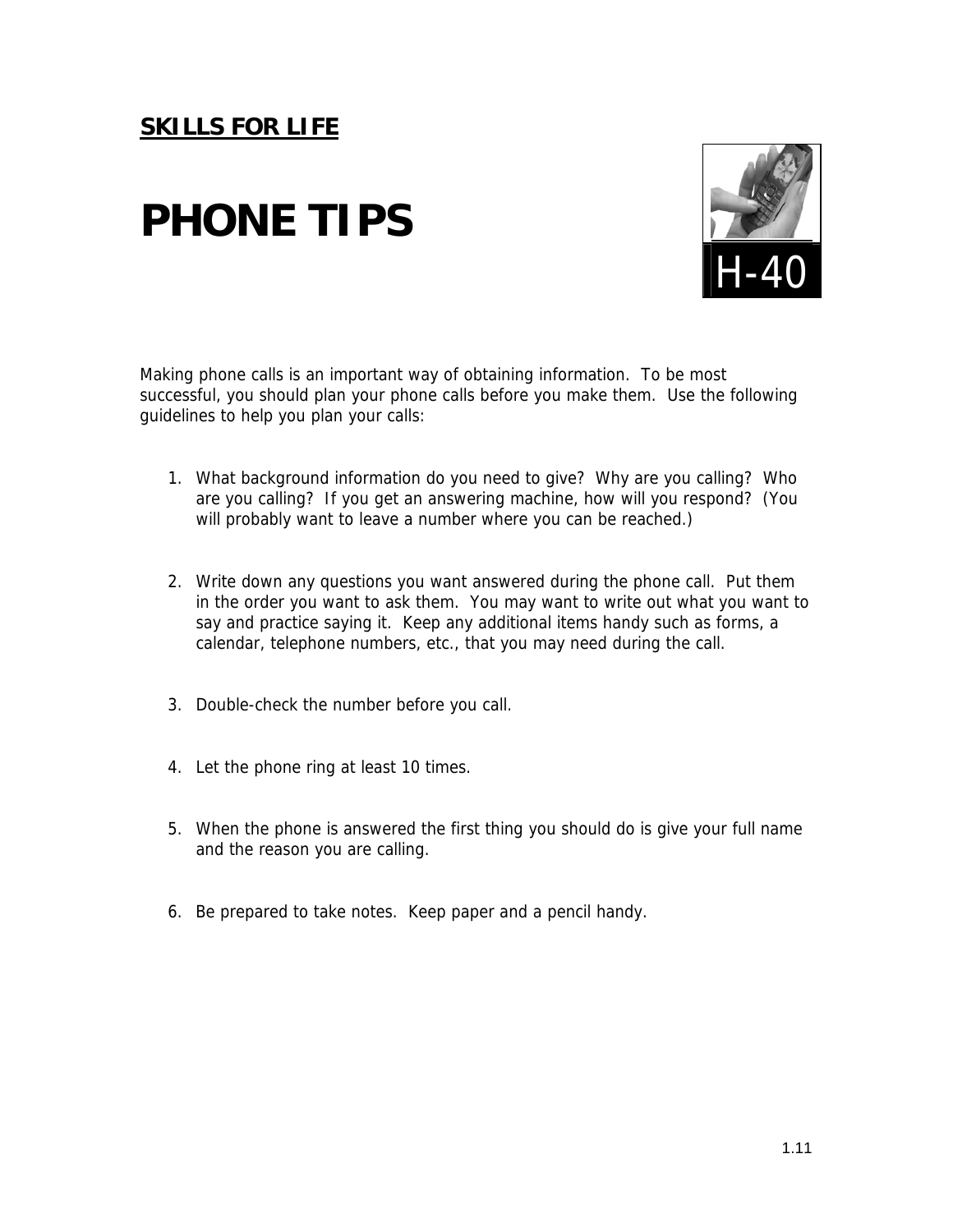**SKILLS FOR LIFE**

# PHONE TIPS

H-40

Making phone calls is an important way of obtaining information. To be most successful, you should plan your phone calls before you make them. Use the following guidelines to help you plan your calls:

1. What background information do you need to give? Why are you calling? Who are you calling? If you get an answering machine, how will you respond? (You will probably want to leave a number where you can be reached.)

2. Write down any questions you want answered during the phone call. Put them in the order you want to ask them. You may want to write out what you want to say and practice saying it. Keep any additional items handy such as forms, a calendar, telephone numbers, etc., that you may need during the call.

3. Double-check the number before you call.

4. Let the phone ring at least 10 times.

5. When the phone is answered the first thing you should do is give your full name and the reason you are calling.

6. Be prepared to take notes. Keep paper and a pencil handy.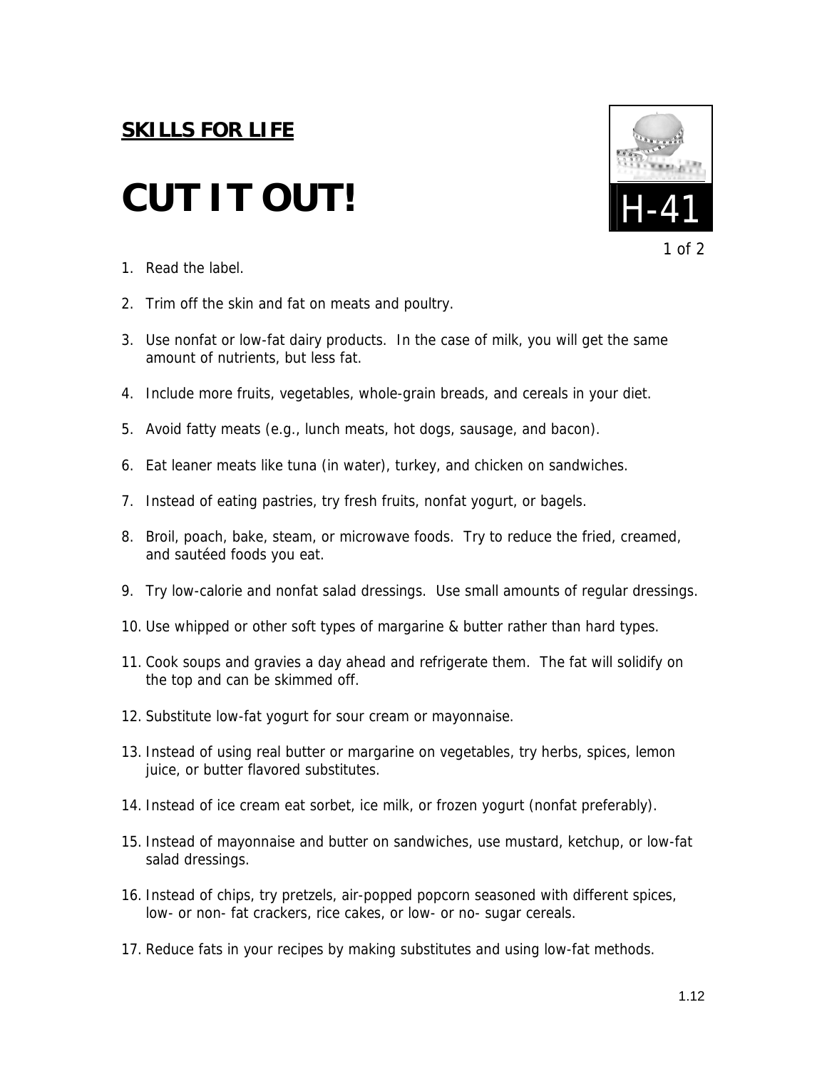**SKILLS FOR LIFE**

# CUT IT OUT!

H-41

1. Read the label.
2. Trim off the skin and fat on meats and poultry.
3. Use nonfat or low-fat dairy products. In the case of milk, you will get the same amount of nutrients, but less fat.
4. Include more fruits, vegetables, whole-grain breads, and cereals in your diet.
5. Avoid fatty meats (e.g., lunch meats, hot dogs, sausage, and bacon).
6. Eat leaner meats like tuna (in water), turkey, and chicken on sandwiches.
7. Instead of eating pastries, try fresh fruits, nonfat yogurt, or bagels.
8. Broil, poach, bake, steam, or microwave foods. Try to reduce the fried, creamed, and sautéed foods you eat.
9. Try low-calorie and nonfat salad dressings. Use small amounts of regular dressings.
10. Use whipped or other soft types of margarine & butter rather than hard types.
11. Cook soups and gravies a day ahead and refrigerate them. The fat will solidify on the top and can be skimmed off.
12. Substitute low-fat yogurt for sour cream or mayonnaise.
13. Instead of using real butter or margarine on vegetables, try herbs, spices, lemon juice, or butter flavored substitutes.
14. Instead of ice cream eat sorbet, ice milk, or frozen yogurt (nonfat preferably).
15. Instead of mayonnaise and butter on sandwiches, use mustard, ketchup, or low-fat salad dressings.
16. Instead of chips, try pretzels, air-popped popcorn seasoned with different spices, low- or non- fat crackers, rice cakes, or low- or no- sugar cereals.
17. Reduce fats in your recipes by making substitutes and using low-fat methods.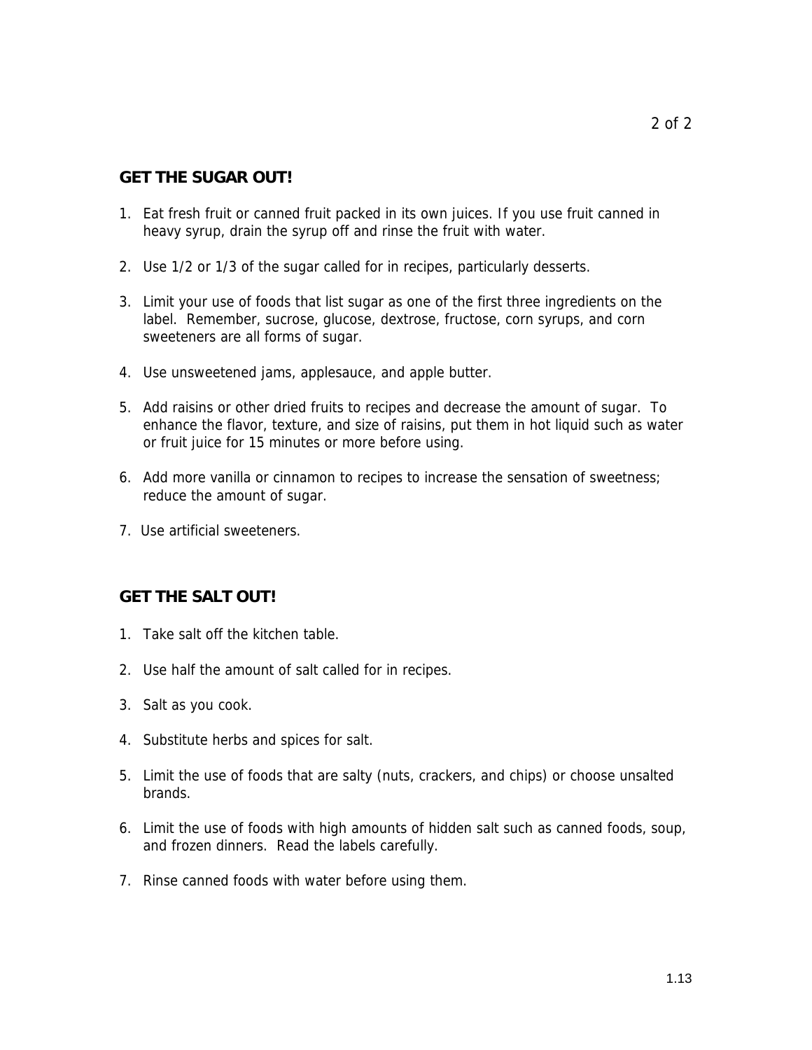## GET THE SUGAR OUT!

1. Eat fresh fruit or canned fruit packed in its own juices. If you use fruit canned in heavy syrup, drain the syrup off and rinse the fruit with water.

2. Use 1/2 or 1/3 of the sugar called for in recipes, particularly desserts.

3. Limit your use of foods that list sugar as one of the first three ingredients on the label. Remember, sucrose, glucose, dextrose, fructose, corn syrups, and corn sweeteners are all forms of sugar.

4. Use unsweetened jams, applesauce, and apple butter.

5. Add raisins or other dried fruits to recipes and decrease the amount of sugar. To enhance the flavor, texture, and size of raisins, put them in hot liquid such as water or fruit juice for 15 minutes or more before using.

6. Add more vanilla or cinnamon to recipes to increase the sensation of sweetness; reduce the amount of sugar.

7. Use artificial sweeteners.

## GET THE SALT OUT!

1. Take salt off the kitchen table.

2. Use half the amount of salt called for in recipes.

3. Salt as you cook.

4. Substitute herbs and spices for salt.

5. Limit the use of foods that are salty (nuts, crackers, and chips) or choose unsalted brands.

6. Limit the use of foods with high amounts of hidden salt such as canned foods, soup, and frozen dinners. Read the labels carefully.

7. Rinse canned foods with water before using them.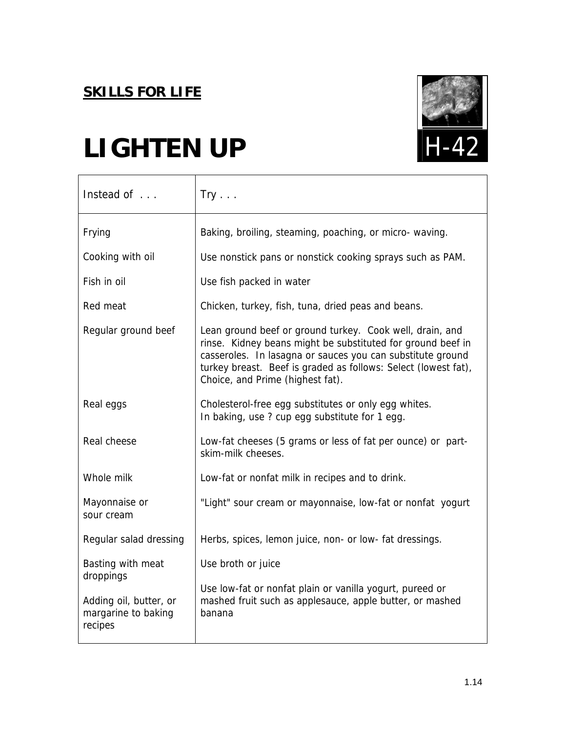**SKILLS FOR LIFE**

# LIGHTEN UP

H-42

| Instead of . . . | Try . . . |
|---|---|
| Frying | Baking, broiling, steaming, poaching, or micro- waving. |
| Cooking with oil | Use nonstick pans or nonstick cooking sprays such as PAM. |
| Fish in oil | Use fish packed in water |
| Red meat | Chicken, turkey, fish, tuna, dried peas and beans. |
| Regular ground beef | Lean ground beef or ground turkey. Cook well, drain, and rinse. Kidney beans might be substituted for ground beef in casseroles. In lasagna or sauces you can substitute ground turkey breast. Beef is graded as follows: Select (lowest fat), Choice, and Prime (highest fat). |
| Real eggs | Cholesterol-free egg substitutes or only egg whites. In baking, use ? cup egg substitute for 1 egg. |
| Real cheese | Low-fat cheeses (5 grams or less of fat per ounce) or part-skim-milk cheeses. |
| Whole milk | Low-fat or nonfat milk in recipes and to drink. |
| Mayonnaise or sour cream | "Light" sour cream or mayonnaise, low-fat or nonfat yogurt |
| Regular salad dressing | Herbs, spices, lemon juice, non- or low- fat dressings. |
| Basting with meat droppings | Use broth or juice |
| Adding oil, butter, or margarine to baking recipes | Use low-fat or nonfat plain or vanilla yogurt, pureed or mashed fruit such as applesauce, apple butter, or mashed banana |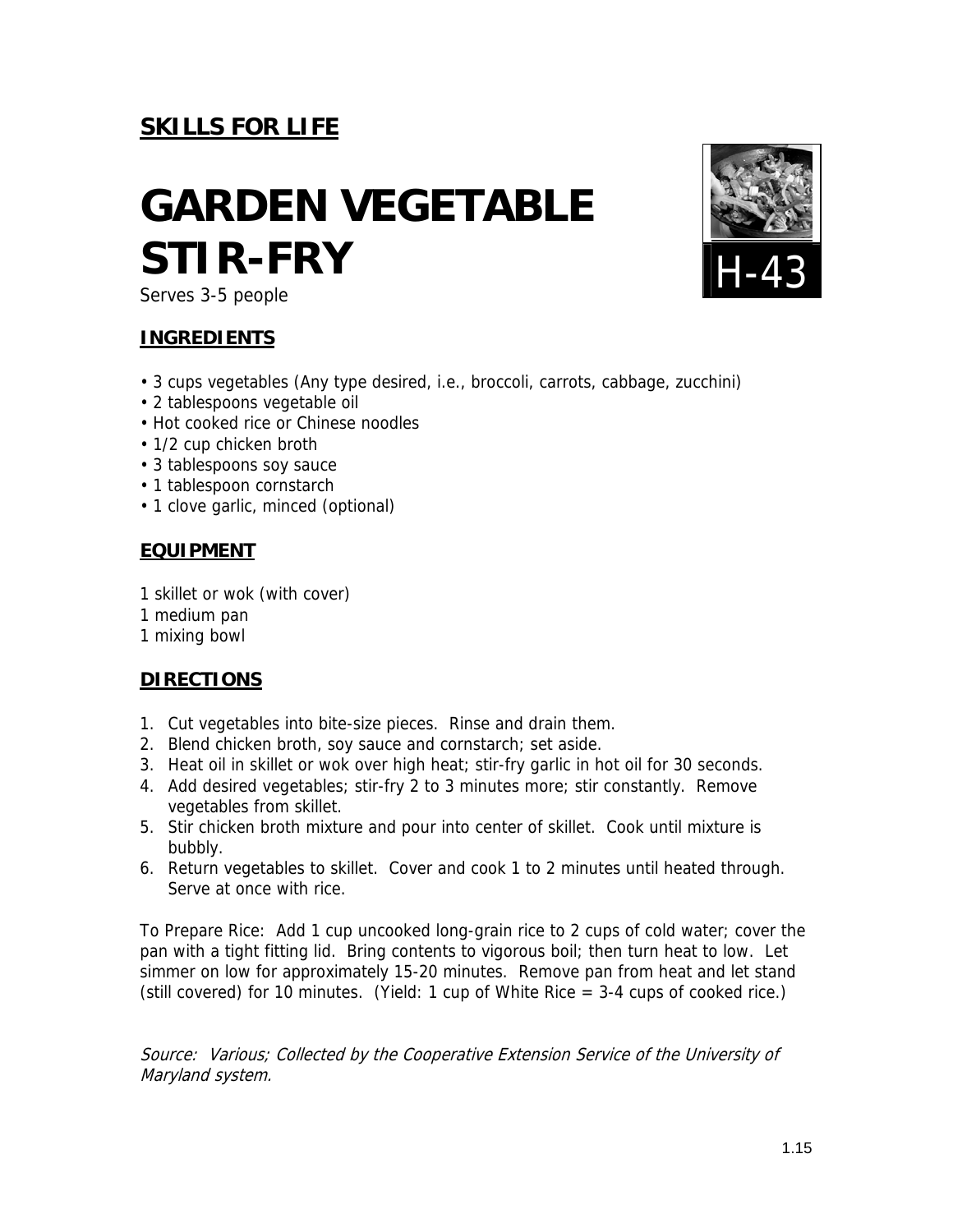**SKILLS FOR LIFE**

# GARDEN VEGETABLE STIR-FRY

H-43

Serves 3-5 people

## INGREDIENTS

- 3 cups vegetables (Any type desired, i.e., broccoli, carrots, cabbage, zucchini)
- 2 tablespoons vegetable oil
- Hot cooked rice or Chinese noodles
- 1/2 cup chicken broth
- 3 tablespoons soy sauce
- 1 tablespoon cornstarch
- 1 clove garlic, minced (optional)

## EQUIPMENT

1 skillet or wok (with cover)
1 medium pan
1 mixing bowl

## DIRECTIONS

1. Cut vegetables into bite-size pieces. Rinse and drain them.
2. Blend chicken broth, soy sauce and cornstarch; set aside.
3. Heat oil in skillet or wok over high heat; stir-fry garlic in hot oil for 30 seconds.
4. Add desired vegetables; stir-fry 2 to 3 minutes more; stir constantly. Remove vegetables from skillet.
5. Stir chicken broth mixture and pour into center of skillet. Cook until mixture is bubbly.
6. Return vegetables to skillet. Cover and cook 1 to 2 minutes until heated through. Serve at once with rice.

To Prepare Rice: Add 1 cup uncooked long-grain rice to 2 cups of cold water; cover the pan with a tight fitting lid. Bring contents to vigorous boil; then turn heat to low. Let simmer on low for approximately 15-20 minutes. Remove pan from heat and let stand (still covered) for 10 minutes. (Yield: 1 cup of White Rice = 3-4 cups of cooked rice.)

*Source: Various; Collected by the Cooperative Extension Service of the University of Maryland system.*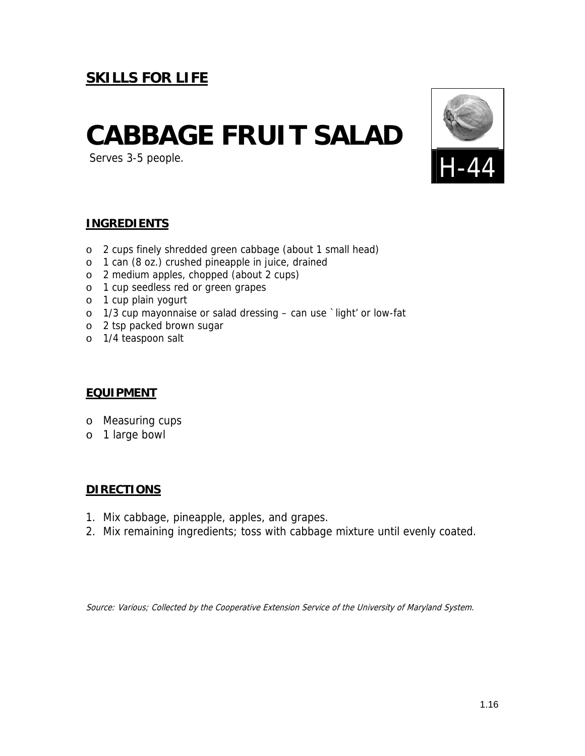**SKILLS FOR LIFE**

# CABBAGE FRUIT SALAD

Serves 3-5 people.

H-44

## INGREDIENTS

- 2 cups finely shredded green cabbage (about 1 small head)
- 1 can (8 oz.) crushed pineapple in juice, drained
- 2 medium apples, chopped (about 2 cups)
- 1 cup seedless red or green grapes
- 1 cup plain yogurt
- 1/3 cup mayonnaise or salad dressing – can use `light' or low-fat
- 2 tsp packed brown sugar
- 1/4 teaspoon salt

## EQUIPMENT

- Measuring cups
- 1 large bowl

## DIRECTIONS

1. Mix cabbage, pineapple, apples, and grapes.
2. Mix remaining ingredients; toss with cabbage mixture until evenly coated.

*Source: Various; Collected by the Cooperative Extension Service of the University of Maryland System.*